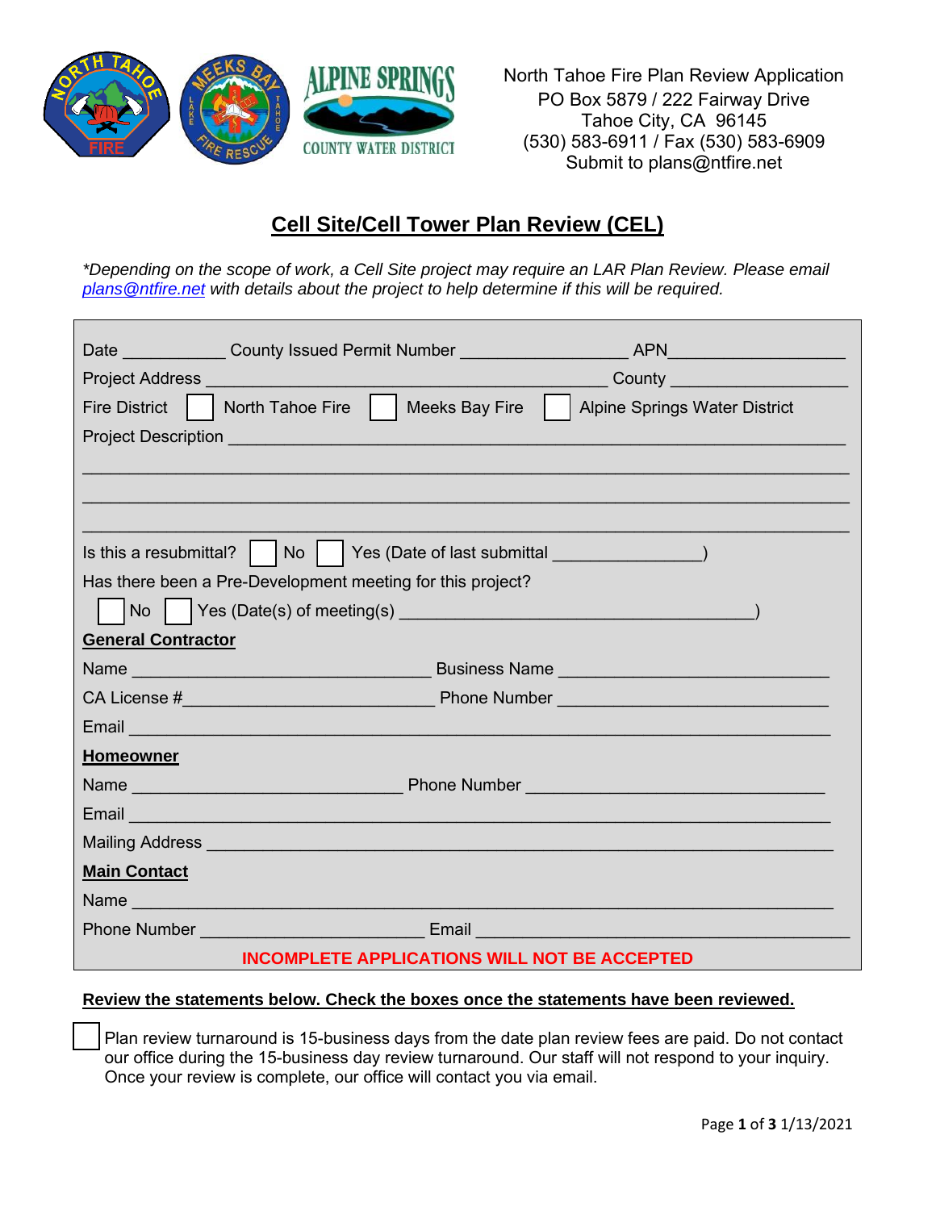North Tahoe Fire Plan Review Application
PO Box 5879 / 222 Fairway Drive
Tahoe City, CA 96145
(530) 583-6911 / Fax (530) 583-6909
Submit to plans@ntfire.net

# Cell Site/Cell Tower Plan Review (CEL)

*\*Depending on the scope of work, a Cell Site project may require an LAR Plan Review. Please email plans@ntfire.net with details about the project to help determine if this will be required.*

Date ___________ County Issued Permit Number _________________ APN__________________

Project Address ____________________________________________ County __________________

Fire District ☐ North Tahoe Fire ☐ Meeks Bay Fire ☐ Alpine Springs Water District

Project Description ______________________________________________________________

____________________________________________________________________________

____________________________________________________________________________

____________________________________________________________________________

Is this a resubmittal? ☐ No ☐ Yes (Date of last submittal _______________)

Has there been a Pre-Development meeting for this project?

☐ No ☐ Yes (Date(s) of meeting(s) ____________________________________)

**General Contractor**

Name _________________________________ Business Name ______________________________

CA License #____________________________ Phone Number ______________________________

Email _______________________________________________________________________________

**Homeowner**

Name ______________________________ Phone Number _________________________________

Email _______________________________________________________________________________

Mailing Address ______________________________________________________________________

**Main Contact**

Name ________________________________________________________________________________

Phone Number _________________________ Email ________________________________________

**INCOMPLETE APPLICATIONS WILL NOT BE ACCEPTED**

**Review the statements below. Check the boxes once the statements have been reviewed.**

☐ Plan review turnaround is 15-business days from the date plan review fees are paid. Do not contact our office during the 15-business day review turnaround. Our staff will not respond to your inquiry. Once your review is complete, our office will contact you via email.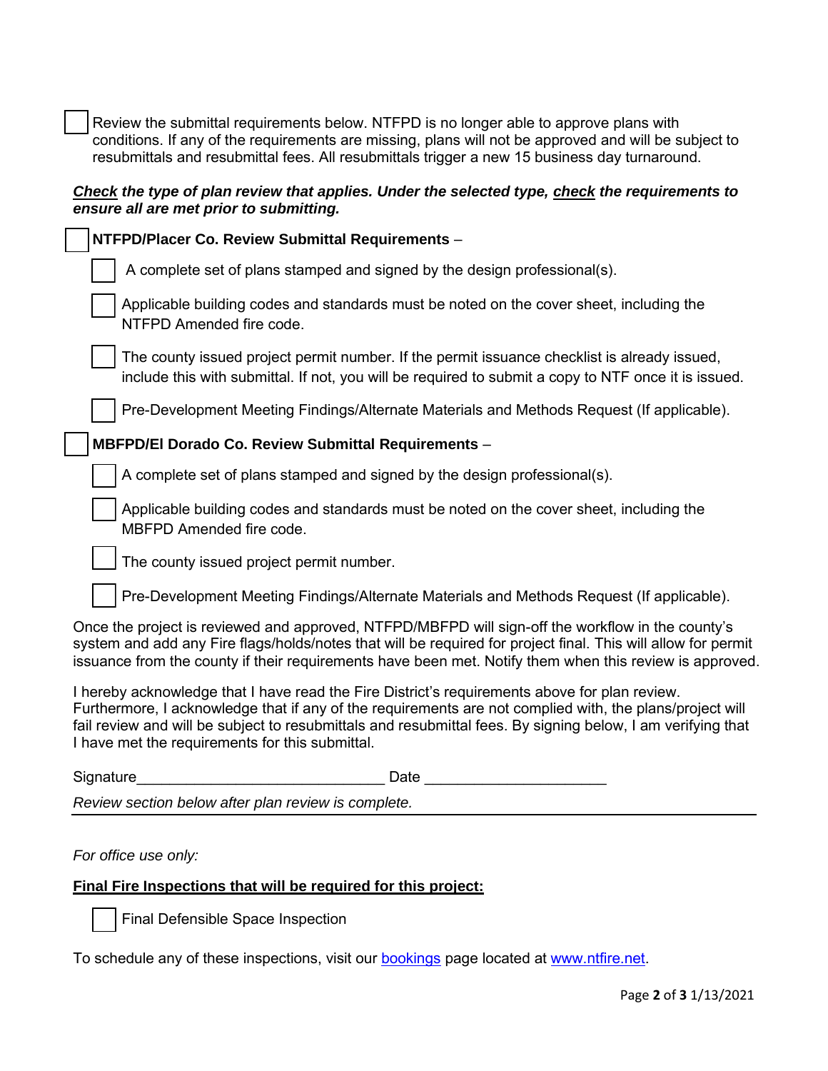- [ ] Review the submittal requirements below. NTFPD is no longer able to approve plans with conditions. If any of the requirements are missing, plans will not be approved and will be subject to resubmittals and resubmittal fees. All resubmittals trigger a new 15 business day turnaround.

***Check* the type of plan review that applies. Under the selected type, *check* the requirements to ensure all are met prior to submitting.**

- [ ] **NTFPD/Placer Co. Review Submittal Requirements** –
  - [ ] A complete set of plans stamped and signed by the design professional(s).
  - [ ] Applicable building codes and standards must be noted on the cover sheet, including the NTFPD Amended fire code.
  - [ ] The county issued project permit number. If the permit issuance checklist is already issued, include this with submittal. If not, you will be required to submit a copy to NTF once it is issued.
  - [ ] Pre-Development Meeting Findings/Alternate Materials and Methods Request (If applicable).
- [ ] **MBFPD/El Dorado Co. Review Submittal Requirements** –
  - [ ] A complete set of plans stamped and signed by the design professional(s).
  - [ ] Applicable building codes and standards must be noted on the cover sheet, including the MBFPD Amended fire code.
  - [ ] The county issued project permit number.
  - [ ] Pre-Development Meeting Findings/Alternate Materials and Methods Request (If applicable).

Once the project is reviewed and approved, NTFPD/MBFPD will sign-off the workflow in the county's system and add any Fire flags/holds/notes that will be required for project final. This will allow for permit issuance from the county if their requirements have been met. Notify them when this review is approved.

I hereby acknowledge that I have read the Fire District's requirements above for plan review. Furthermore, I acknowledge that if any of the requirements are not complied with, the plans/project will fail review and will be subject to resubmittals and resubmittal fees. By signing below, I am verifying that I have met the requirements for this submittal.

Signature______________________________ Date ______________________

*Review section below after plan review is complete.*

---

*For office use only:*

**Final Fire Inspections that will be required for this project:**

- [ ] Final Defensible Space Inspection

To schedule any of these inspections, visit our [bookings](#) page located at [www.ntfire.net](http://www.ntfire.net).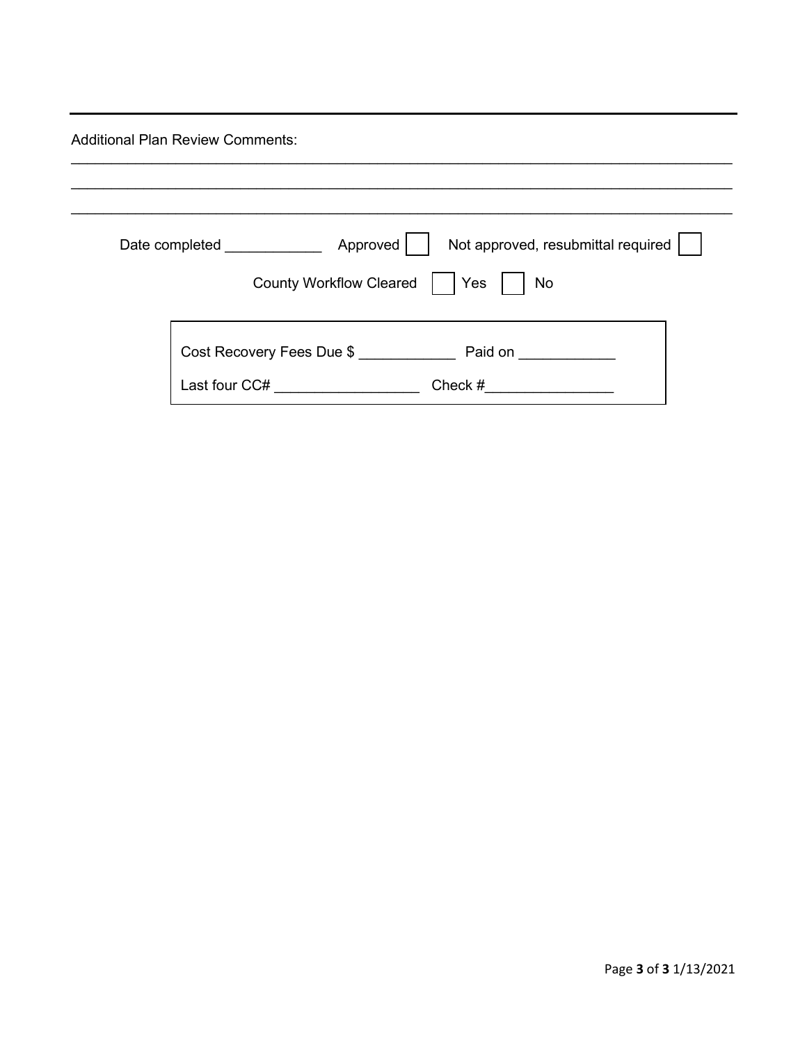Additional Plan Review Comments:

\_\_\_\_\_\_\_\_\_\_\_\_\_\_\_\_\_\_\_\_\_\_\_\_\_\_\_\_\_\_\_\_\_\_\_\_\_\_\_\_\_\_\_\_\_\_\_\_\_\_\_\_\_\_\_\_\_\_\_\_\_\_\_\_\_\_\_\_\_\_\_\_\_\_\_\_

\_\_\_\_\_\_\_\_\_\_\_\_\_\_\_\_\_\_\_\_\_\_\_\_\_\_\_\_\_\_\_\_\_\_\_\_\_\_\_\_\_\_\_\_\_\_\_\_\_\_\_\_\_\_\_\_\_\_\_\_\_\_\_\_\_\_\_\_\_\_\_\_\_\_\_\_

\_\_\_\_\_\_\_\_\_\_\_\_\_\_\_\_\_\_\_\_\_\_\_\_\_\_\_\_\_\_\_\_\_\_\_\_\_\_\_\_\_\_\_\_\_\_\_\_\_\_\_\_\_\_\_\_\_\_\_\_\_\_\_\_\_\_\_\_\_\_\_\_\_\_\_\_

Date completed \_\_\_\_\_\_\_\_\_\_\_\_ Approved ☐ Not approved, resubmittal required ☐

County Workflow Cleared ☐ Yes ☐ No

Cost Recovery Fees Due $ \_\_\_\_\_\_\_\_\_\_\_\_ Paid on \_\_\_\_\_\_\_\_\_\_\_\_

Last four CC# \_\_\_\_\_\_\_\_\_\_\_\_\_\_\_\_\_\_ Check #\_\_\_\_\_\_\_\_\_\_\_\_\_\_\_\_

1/13/2021